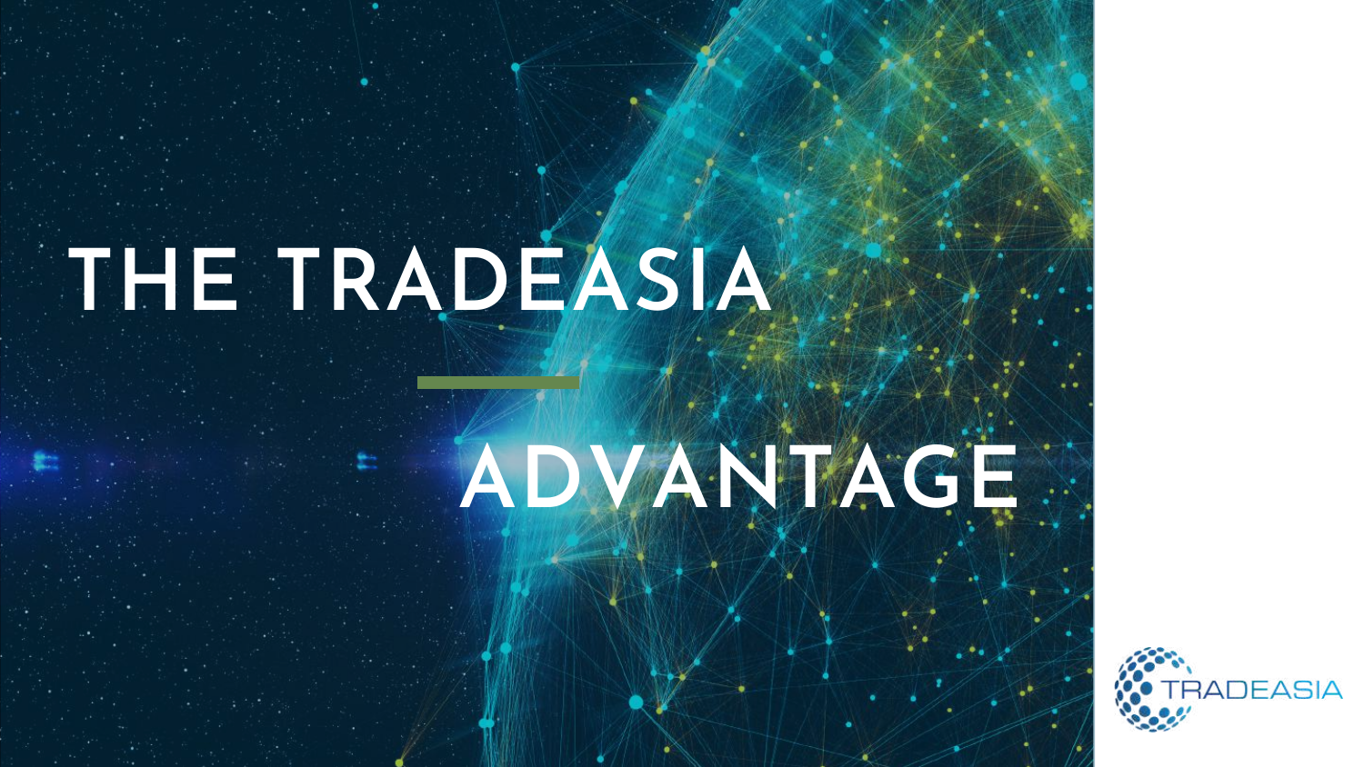# THE TRADEASIA ADVANTAGE

TRADEASIA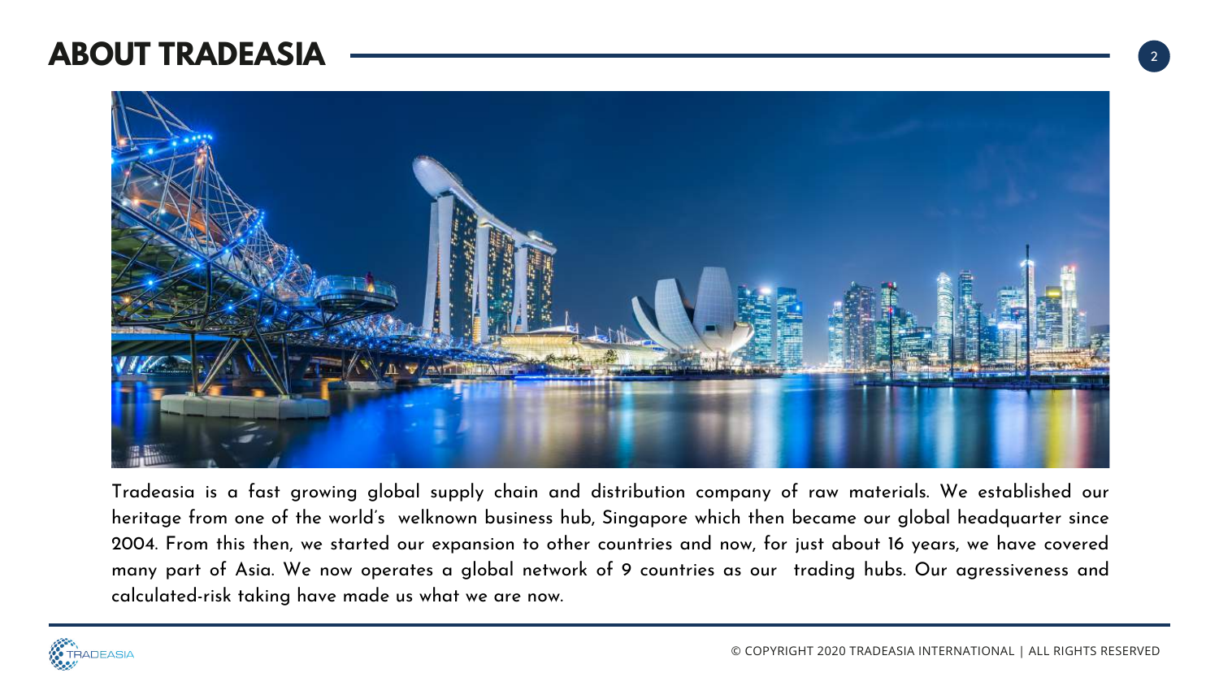# ABOUT TRADEASIA

Tradeasia is a fast growing global supply chain and distribution company of raw materials. We established our heritage from one of the world's welknown business hub, Singapore which then became our global headquarter since 2004. From this then, we started our expansion to other countries and now, for just about 16 years, we have covered many part of Asia. We now operates a global network of 9 countries as our trading hubs. Our agressiveness and calculated-risk taking have made us what we are now.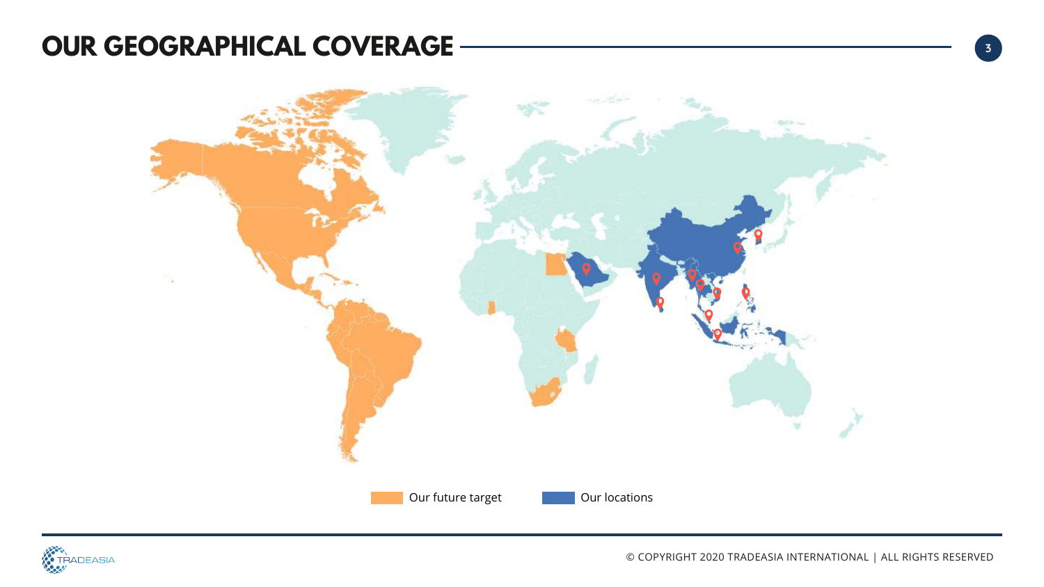# OUR GEOGRAPHICAL COVERAGE

Our future target

Our locations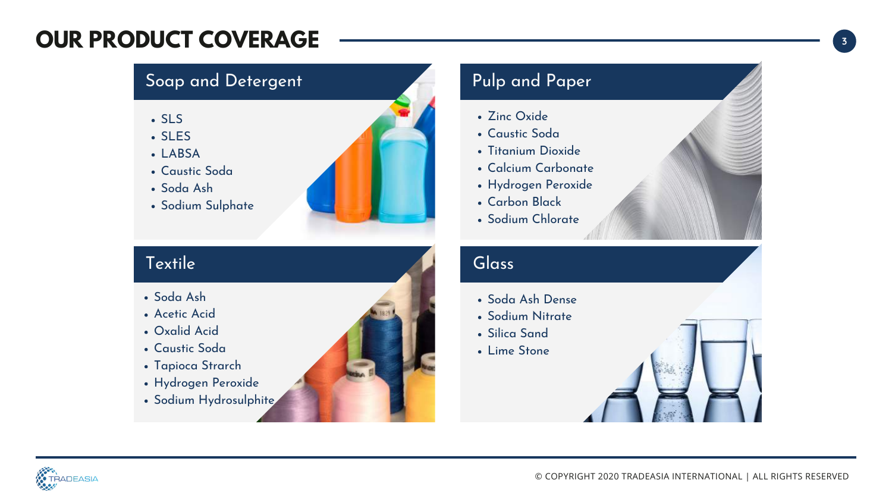# OUR PRODUCT COVERAGE

## Soap and Detergent

- SLS
- SLES
- LABSA
- Caustic Soda
- Soda Ash
- Sodium Sulphate

## Pulp and Paper

- Zinc Oxide
- Caustic Soda
- Titanium Dioxide
- Calcium Carbonate
- Hydrogen Peroxide
- Carbon Black
- Sodium Chlorate

## Textile

- Soda Ash
- Acetic Acid
- Oxalid Acid
- Caustic Soda
- Tapioca Strarch
- Hydrogen Peroxide
- Sodium Hydrosulphite

## Glass

- Soda Ash Dense
- Sodium Nitrate
- Silica Sand
- Lime Stone

© COPYRIGHT 2020 TRADEASIA INTERNATIONAL | ALL RIGHTS RESERVED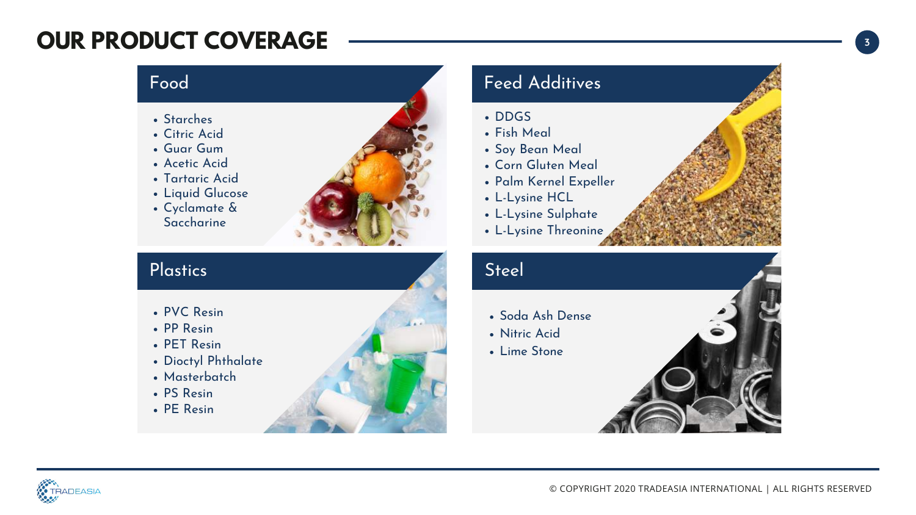# OUR PRODUCT COVERAGE

## Food

- Starches
- Citric Acid
- Guar Gum
- Acetic Acid
- Tartaric Acid
- Liquid Glucose
- Cyclamate & Saccharine

## Feed Additives

- DDGS
- Fish Meal
- Soy Bean Meal
- Corn Gluten Meal
- Palm Kernel Expeller
- L-Lysine HCL
- L-Lysine Sulphate
- L-Lysine Threonine

## Plastics

- PVC Resin
- PP Resin
- PET Resin
- Dioctyl Phthalate
- Masterbatch
- PS Resin
- PE Resin

## Steel

- Soda Ash Dense
- Nitric Acid
- Lime Stone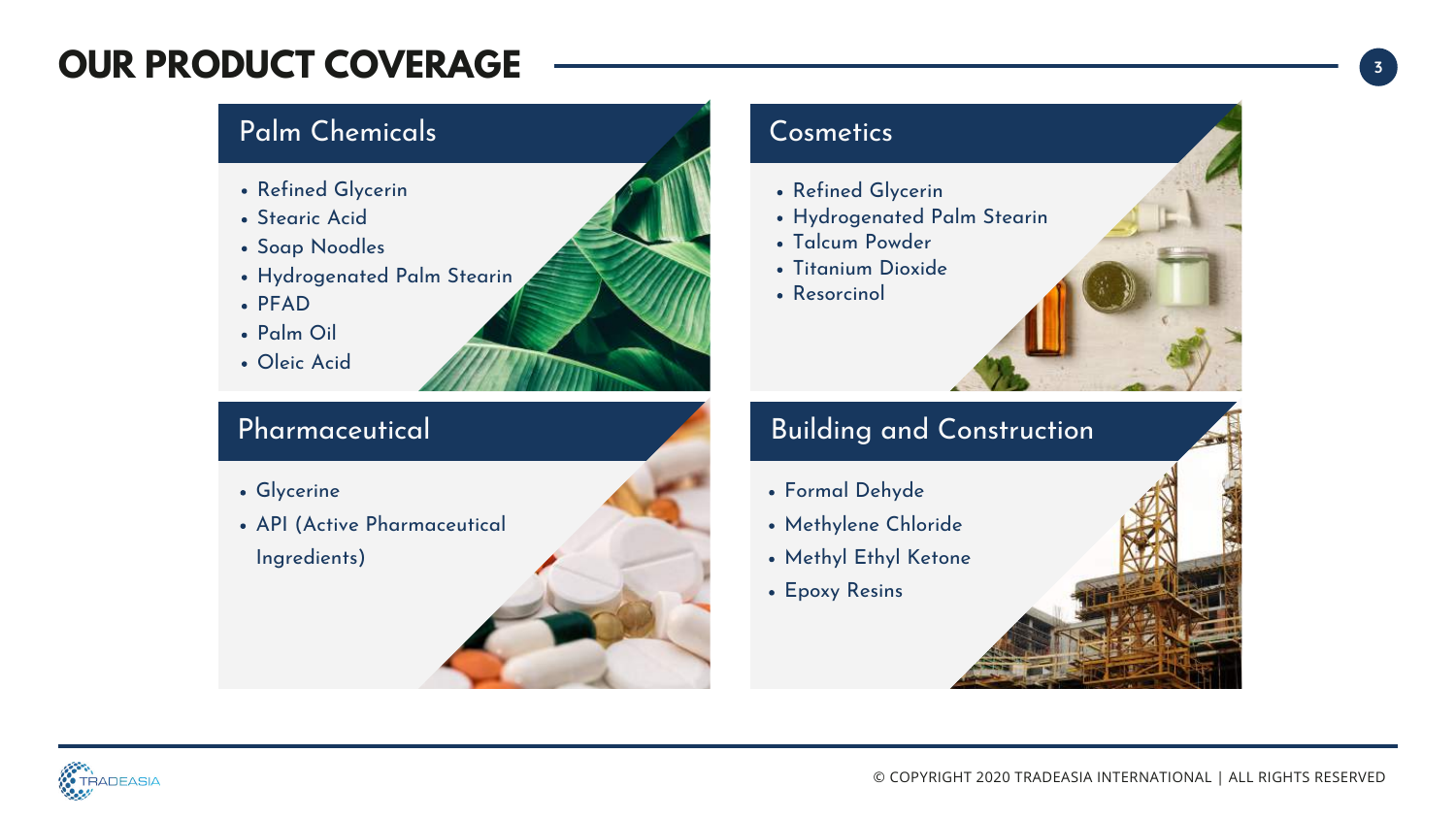# OUR PRODUCT COVERAGE

## Palm Chemicals

- Refined Glycerin
- Stearic Acid
- Soap Noodles
- Hydrogenated Palm Stearin
- PFAD
- Palm Oil
- Oleic Acid

## Cosmetics

- Refined Glycerin
- Hydrogenated Palm Stearin
- Talcum Powder
- Titanium Dioxide
- Resorcinol

## Pharmaceutical

- Glycerine
- API (Active Pharmaceutical Ingredients)

## Building and Construction

- Formal Dehyde
- Methylene Chloride
- Methyl Ethyl Ketone
- Epoxy Resins

© COPYRIGHT 2020 TRADEASIA INTERNATIONAL | ALL RIGHTS RESERVED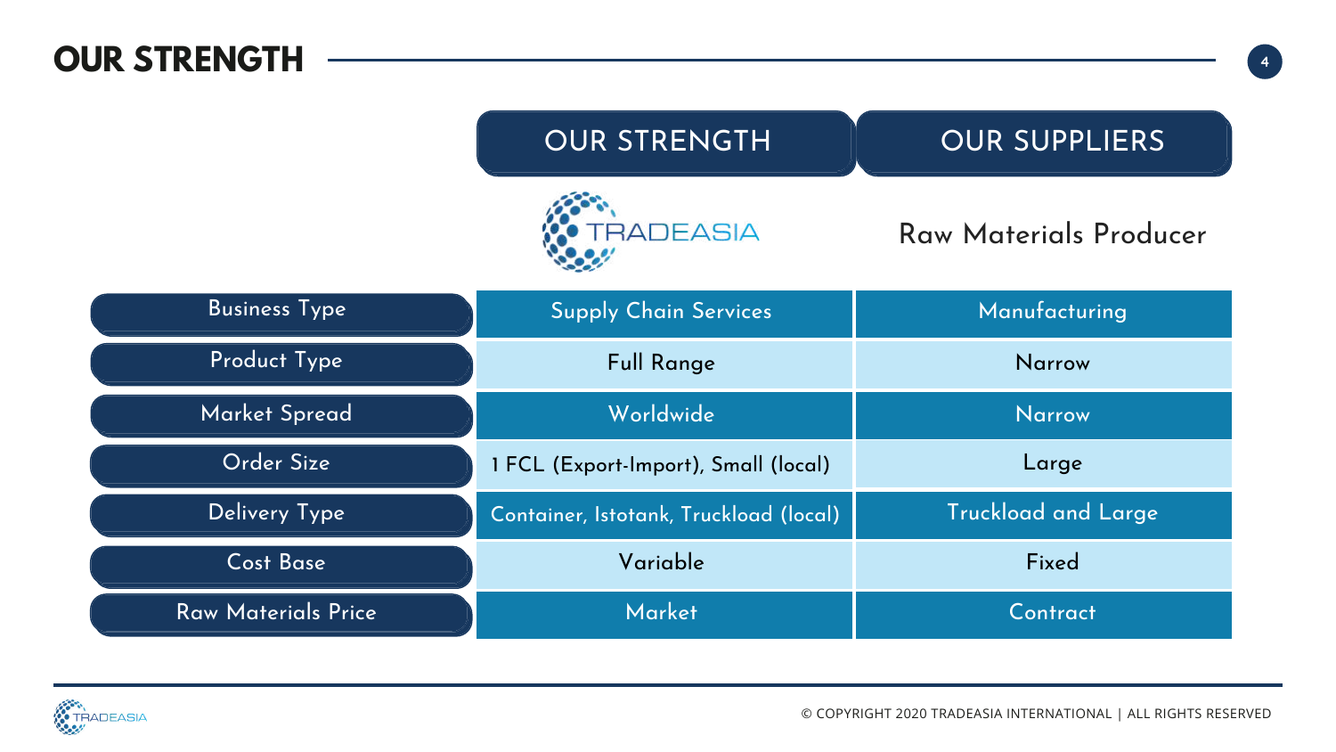# OUR STRENGTH

| | OUR STRENGTH | OUR SUPPLIERS |
|---|---|---|
| | TRADEASIA | Raw Materials Producer |
| Business Type | Supply Chain Services | Manufacturing |
| Product Type | Full Range | Narrow |
| Market Spread | Worldwide | Narrow |
| Order Size | 1 FCL (Export-Import), Small (local) | Large |
| Delivery Type | Container, Istotank, Truckload (local) | Truckload and Large |
| Cost Base | Variable | Fixed |
| Raw Materials Price | Market | Contract |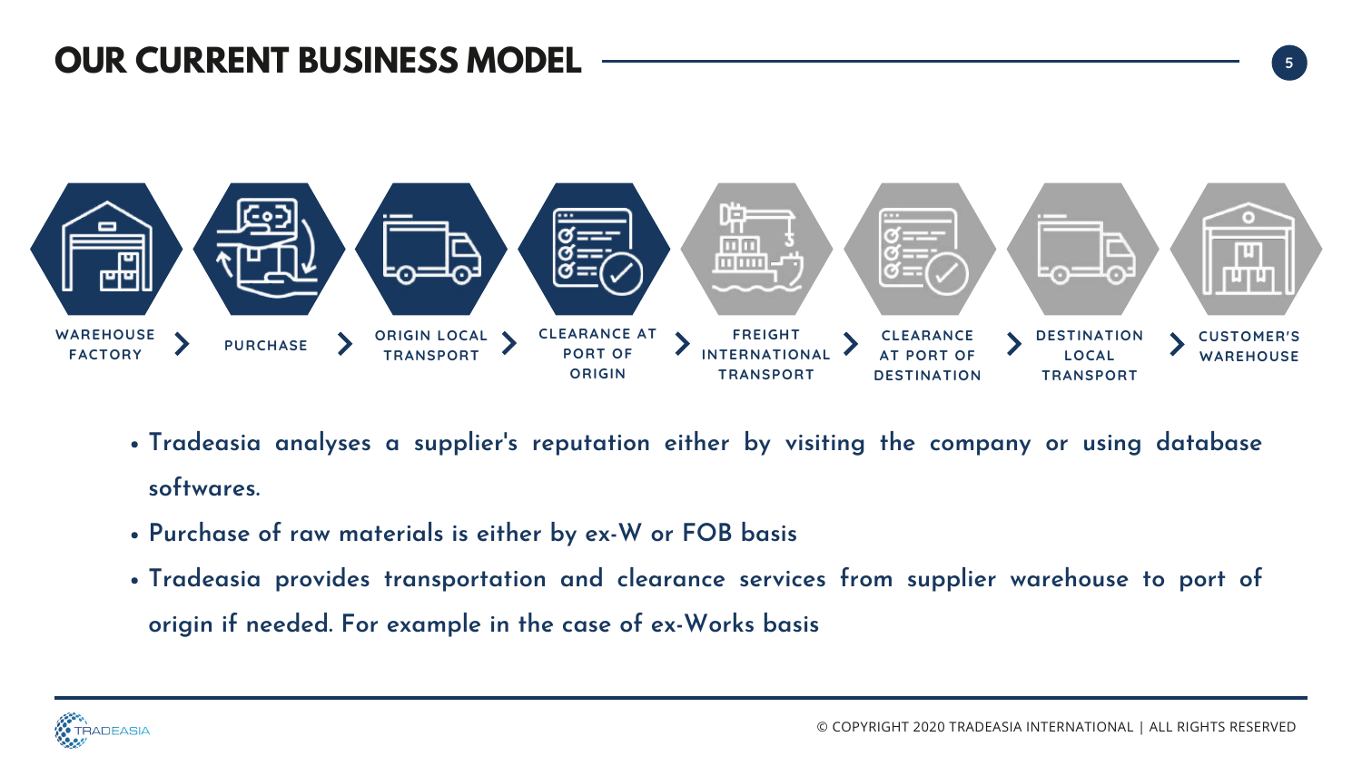# OUR CURRENT BUSINESS MODEL

WAREHOUSE FACTORY > PURCHASE > ORIGIN LOCAL TRANSPORT > CLEARANCE AT PORT OF ORIGIN > FREIGHT INTERNATIONAL TRANSPORT > CLEARANCE AT PORT OF DESTINATION > DESTINATION LOCAL TRANSPORT > CUSTOMER'S WAREHOUSE

- Tradeasia analyses a supplier's reputation either by visiting the company or using database softwares.
- Purchase of raw materials is either by ex-W or FOB basis
- Tradeasia provides transportation and clearance services from supplier warehouse to port of origin if needed. For example in the case of ex-Works basis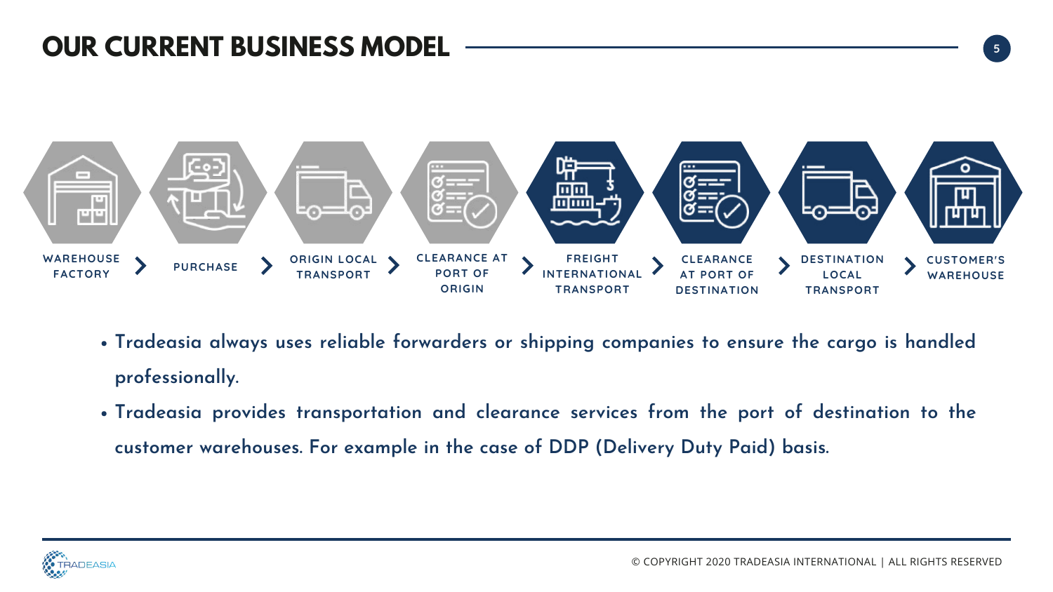# OUR CURRENT BUSINESS MODEL

WAREHOUSE FACTORY > PURCHASE > ORIGIN LOCAL TRANSPORT > CLEARANCE AT PORT OF ORIGIN > FREIGHT INTERNATIONAL TRANSPORT > CLEARANCE AT PORT OF DESTINATION > DESTINATION LOCAL TRANSPORT > CUSTOMER'S WAREHOUSE

- **Tradeasia always uses reliable forwarders or shipping companies to ensure the cargo is handled professionally.**
- **Tradeasia provides transportation and clearance services from the port of destination to the customer warehouses. For example in the case of DDP (Delivery Duty Paid) basis.**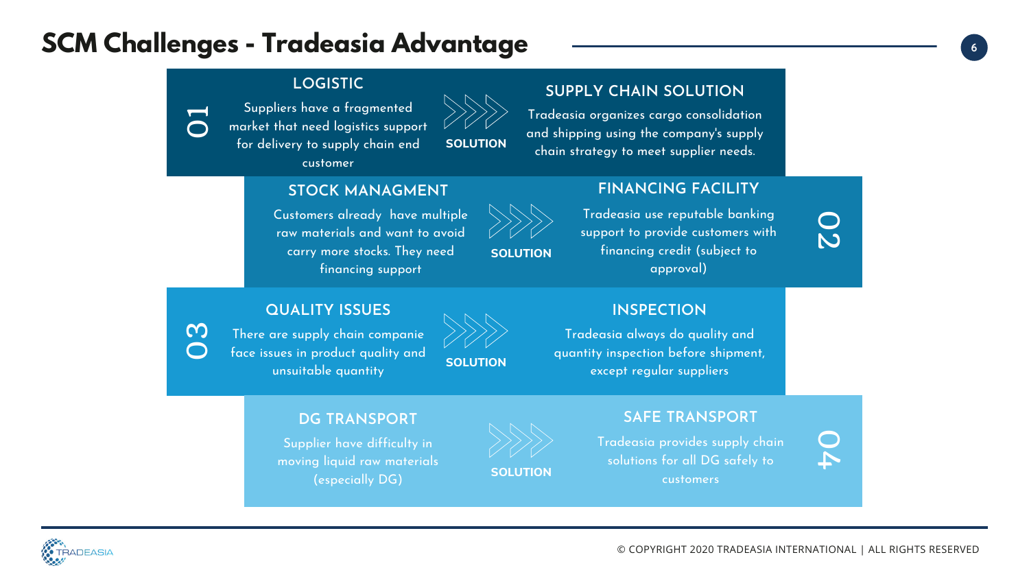# SCM Challenges - Tradeasia Advantage

## 01

### LOGISTIC

Suppliers have a fragmented market that need logistics support for delivery to supply chain end customer

**SOLUTION**

### SUPPLY CHAIN SOLUTION

Tradeasia organizes cargo consolidation and shipping using the company's supply chain strategy to meet supplier needs.

## 02

### STOCK MANAGMENT

Customers already have multiple raw materials and want to avoid carry more stocks. They need financing support

**SOLUTION**

### FINANCING FACILITY

Tradeasia use reputable banking support to provide customers with financing credit (subject to approval)

## 03

### QUALITY ISSUES

There are supply chain companie face issues in product quality and unsuitable quantity

**SOLUTION**

### INSPECTION

Tradeasia always do quality and quantity inspection before shipment, except regular suppliers

## 04

### DG TRANSPORT

Supplier have difficulty in moving liquid raw materials (especially DG)

**SOLUTION**

### SAFE TRANSPORT

Tradeasia provides supply chain solutions for all DG safely to customers